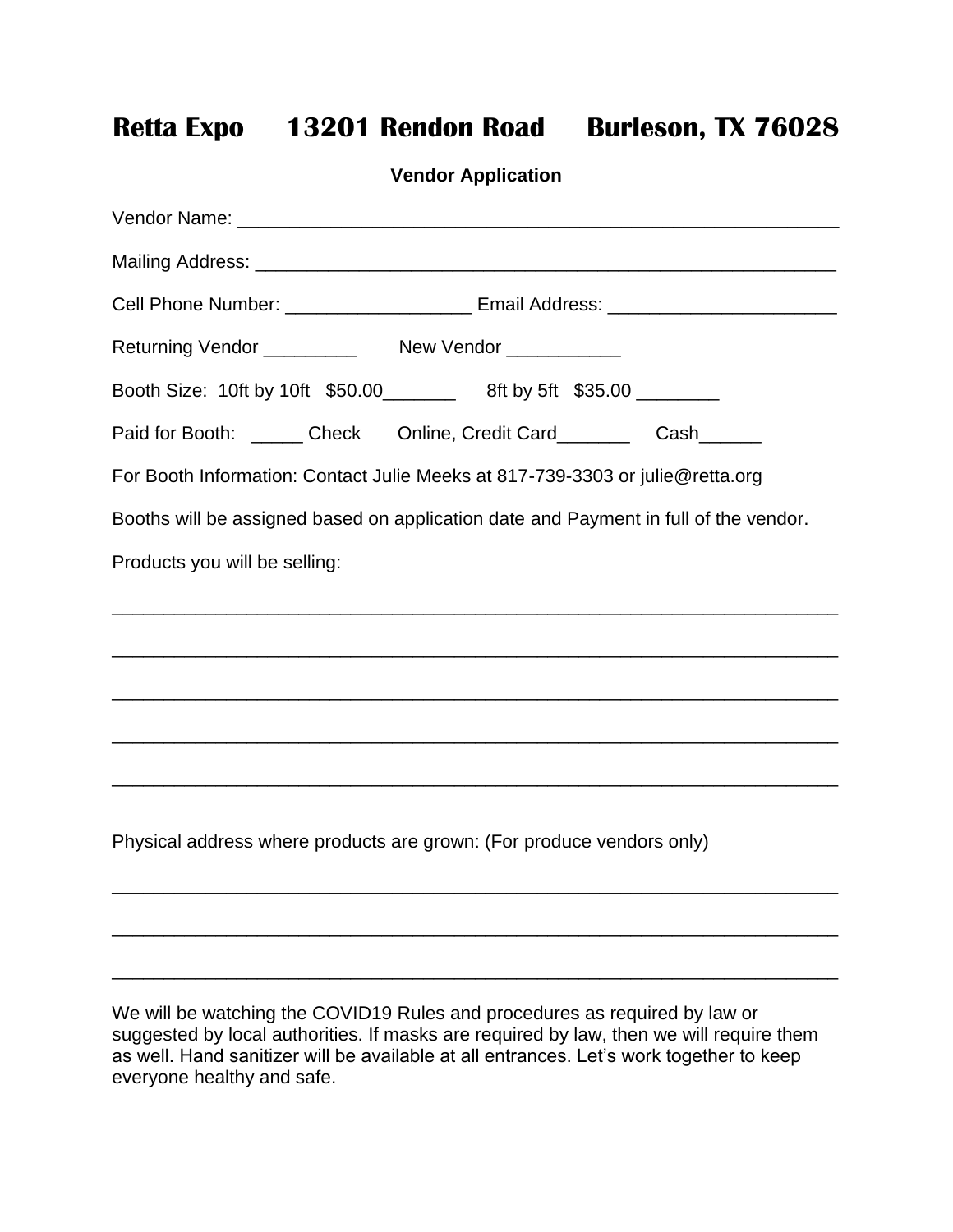# Retta Expo 13201 Rendon Road Burleson, TX 76028

**Vendor Application**

Vendor Name: ___________________________________________________________

Mailing Address: ________________________________________________________

Cell Phone Number: __________________ Email Address: ______________________

Returning Vendor _________ New Vendor ___________

Booth Size: 10ft by 10ft $50.00_______ 8ft by 5ft $35.00 ________

Paid for Booth: _____ Check Online, Credit Card_______ Cash______

For Booth Information: Contact Julie Meeks at 817-739-3303 or julie@retta.org

Booths will be assigned based on application date and Payment in full of the vendor.

Products you will be selling:

_____________________________________________________________________

_____________________________________________________________________

_____________________________________________________________________

_____________________________________________________________________

_____________________________________________________________________

Physical address where products are grown: (For produce vendors only)

_____________________________________________________________________

_____________________________________________________________________

_____________________________________________________________________

We will be watching the COVID19 Rules and procedures as required by law or suggested by local authorities. If masks are required by law, then we will require them as well. Hand sanitizer will be available at all entrances. Let's work together to keep everyone healthy and safe.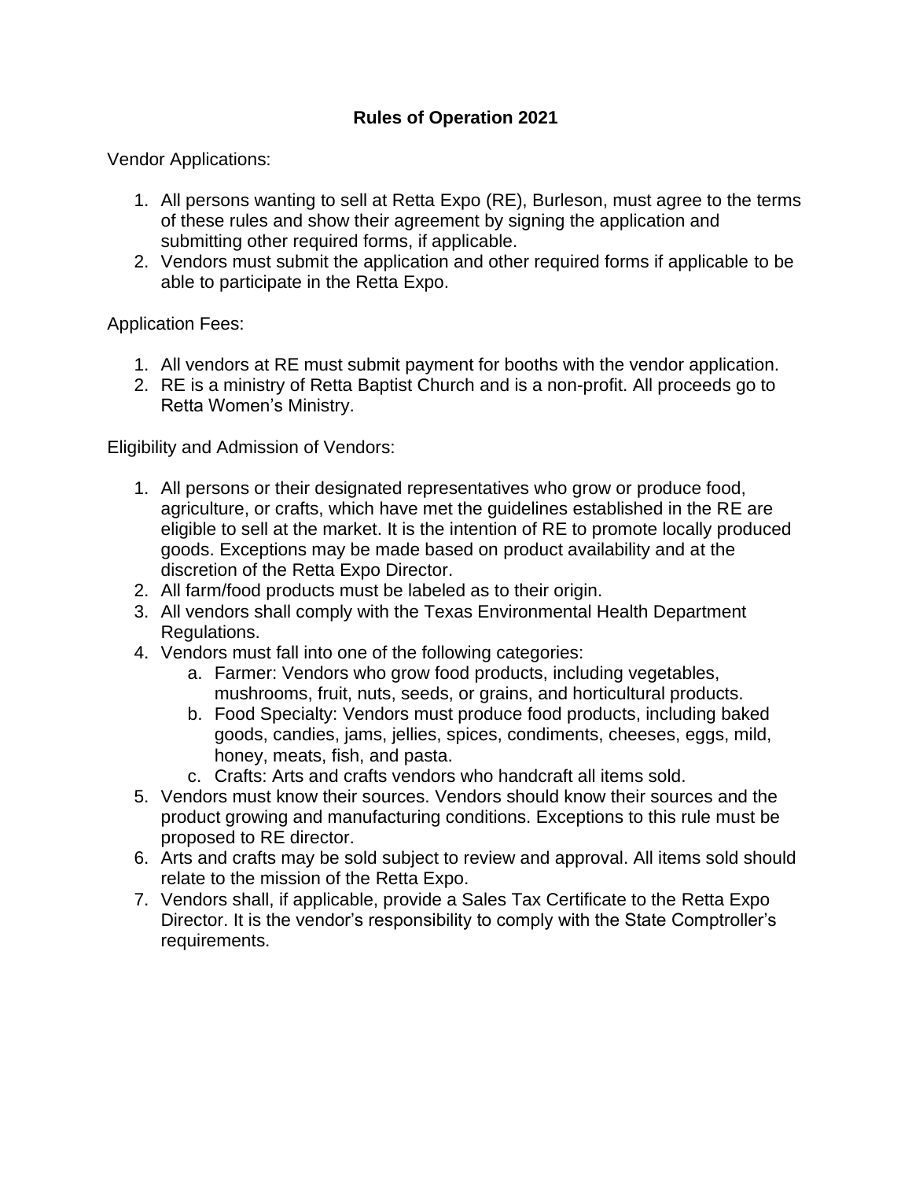# Rules of Operation 2021

Vendor Applications:

1. All persons wanting to sell at Retta Expo (RE), Burleson, must agree to the terms of these rules and show their agreement by signing the application and submitting other required forms, if applicable.
2. Vendors must submit the application and other required forms if applicable to be able to participate in the Retta Expo.

Application Fees:

1. All vendors at RE must submit payment for booths with the vendor application.
2. RE is a ministry of Retta Baptist Church and is a non-profit. All proceeds go to Retta Women's Ministry.

Eligibility and Admission of Vendors:

1. All persons or their designated representatives who grow or produce food, agriculture, or crafts, which have met the guidelines established in the RE are eligible to sell at the market. It is the intention of RE to promote locally produced goods. Exceptions may be made based on product availability and at the discretion of the Retta Expo Director.
2. All farm/food products must be labeled as to their origin.
3. All vendors shall comply with the Texas Environmental Health Department Regulations.
4. Vendors must fall into one of the following categories:
    a. Farmer: Vendors who grow food products, including vegetables, mushrooms, fruit, nuts, seeds, or grains, and horticultural products.
    b. Food Specialty: Vendors must produce food products, including baked goods, candies, jams, jellies, spices, condiments, cheeses, eggs, mild, honey, meats, fish, and pasta.
    c. Crafts: Arts and crafts vendors who handcraft all items sold.
5. Vendors must know their sources. Vendors should know their sources and the product growing and manufacturing conditions. Exceptions to this rule must be proposed to RE director.
6. Arts and crafts may be sold subject to review and approval. All items sold should relate to the mission of the Retta Expo.
7. Vendors shall, if applicable, provide a Sales Tax Certificate to the Retta Expo Director. It is the vendor's responsibility to comply with the State Comptroller's requirements.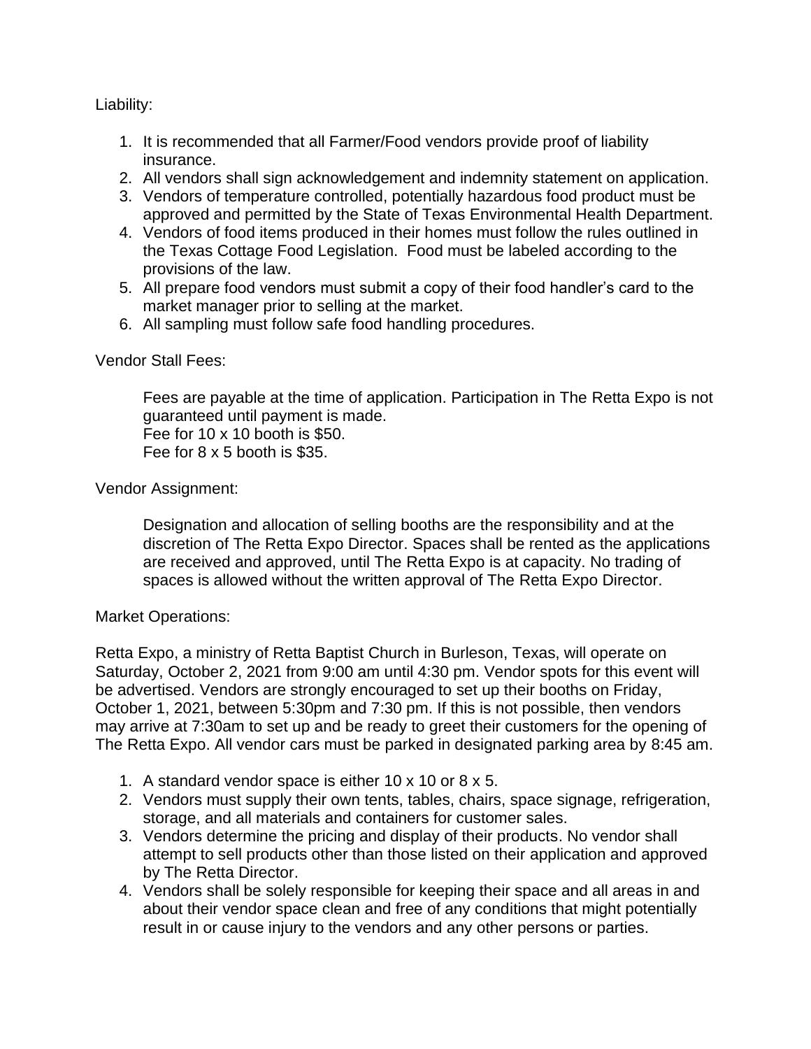Liability:

1. It is recommended that all Farmer/Food vendors provide proof of liability insurance.
2. All vendors shall sign acknowledgement and indemnity statement on application.
3. Vendors of temperature controlled, potentially hazardous food product must be approved and permitted by the State of Texas Environmental Health Department.
4. Vendors of food items produced in their homes must follow the rules outlined in the Texas Cottage Food Legislation. Food must be labeled according to the provisions of the law.
5. All prepare food vendors must submit a copy of their food handler's card to the market manager prior to selling at the market.
6. All sampling must follow safe food handling procedures.

Vendor Stall Fees:

Fees are payable at the time of application. Participation in The Retta Expo is not guaranteed until payment is made.
Fee for 10 x 10 booth is $50.
Fee for 8 x 5 booth is $35.

Vendor Assignment:

Designation and allocation of selling booths are the responsibility and at the discretion of The Retta Expo Director. Spaces shall be rented as the applications are received and approved, until The Retta Expo is at capacity. No trading of spaces is allowed without the written approval of The Retta Expo Director.

Market Operations:

Retta Expo, a ministry of Retta Baptist Church in Burleson, Texas, will operate on Saturday, October 2, 2021 from 9:00 am until 4:30 pm. Vendor spots for this event will be advertised. Vendors are strongly encouraged to set up their booths on Friday, October 1, 2021, between 5:30pm and 7:30 pm. If this is not possible, then vendors may arrive at 7:30am to set up and be ready to greet their customers for the opening of The Retta Expo. All vendor cars must be parked in designated parking area by 8:45 am.

1. A standard vendor space is either 10 x 10 or 8 x 5.
2. Vendors must supply their own tents, tables, chairs, space signage, refrigeration, storage, and all materials and containers for customer sales.
3. Vendors determine the pricing and display of their products. No vendor shall attempt to sell products other than those listed on their application and approved by The Retta Director.
4. Vendors shall be solely responsible for keeping their space and all areas in and about their vendor space clean and free of any conditions that might potentially result in or cause injury to the vendors and any other persons or parties.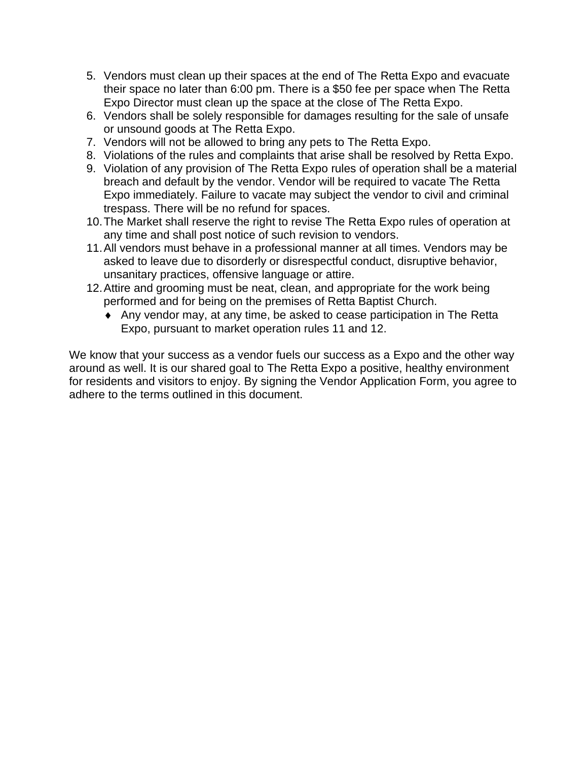5. Vendors must clean up their spaces at the end of The Retta Expo and evacuate their space no later than 6:00 pm. There is a $50 fee per space when The Retta Expo Director must clean up the space at the close of The Retta Expo.
6. Vendors shall be solely responsible for damages resulting for the sale of unsafe or unsound goods at The Retta Expo.
7. Vendors will not be allowed to bring any pets to The Retta Expo.
8. Violations of the rules and complaints that arise shall be resolved by Retta Expo.
9. Violation of any provision of The Retta Expo rules of operation shall be a material breach and default by the vendor. Vendor will be required to vacate The Retta Expo immediately. Failure to vacate may subject the vendor to civil and criminal trespass. There will be no refund for spaces.
10. The Market shall reserve the right to revise The Retta Expo rules of operation at any time and shall post notice of such revision to vendors.
11. All vendors must behave in a professional manner at all times. Vendors may be asked to leave due to disorderly or disrespectful conduct, disruptive behavior, unsanitary practices, offensive language or attire.
12. Attire and grooming must be neat, clean, and appropriate for the work being performed and for being on the premises of Retta Baptist Church.
    - Any vendor may, at any time, be asked to cease participation in The Retta Expo, pursuant to market operation rules 11 and 12.

We know that your success as a vendor fuels our success as a Expo and the other way around as well. It is our shared goal to The Retta Expo a positive, healthy environment for residents and visitors to enjoy. By signing the Vendor Application Form, you agree to adhere to the terms outlined in this document.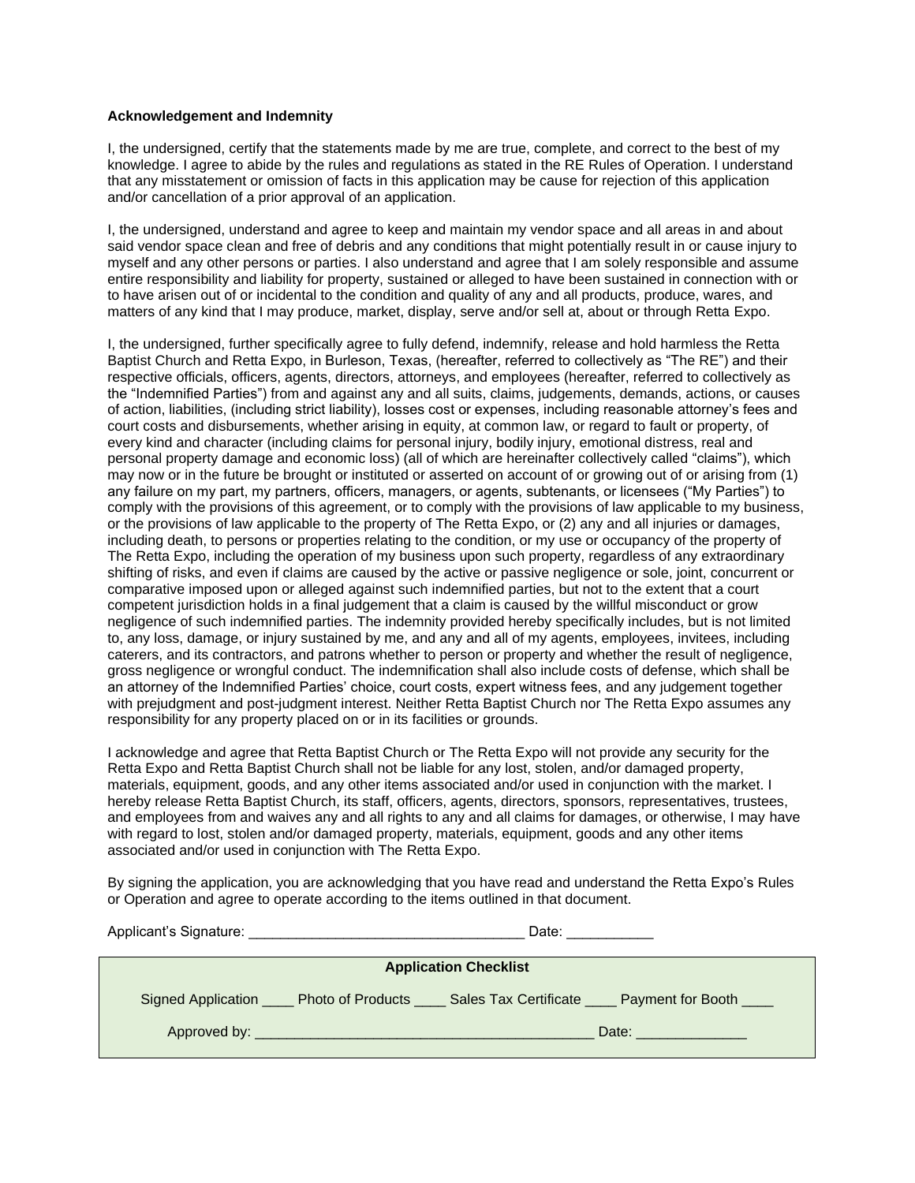**Acknowledgement and Indemnity**

I, the undersigned, certify that the statements made by me are true, complete, and correct to the best of my knowledge. I agree to abide by the rules and regulations as stated in the RE Rules of Operation. I understand that any misstatement or omission of facts in this application may be cause for rejection of this application and/or cancellation of a prior approval of an application.

I, the undersigned, understand and agree to keep and maintain my vendor space and all areas in and about said vendor space clean and free of debris and any conditions that might potentially result in or cause injury to myself and any other persons or parties. I also understand and agree that I am solely responsible and assume entire responsibility and liability for property, sustained or alleged to have been sustained in connection with or to have arisen out of or incidental to the condition and quality of any and all products, produce, wares, and matters of any kind that I may produce, market, display, serve and/or sell at, about or through Retta Expo.

I, the undersigned, further specifically agree to fully defend, indemnify, release and hold harmless the Retta Baptist Church and Retta Expo, in Burleson, Texas, (hereafter, referred to collectively as "The RE") and their respective officials, officers, agents, directors, attorneys, and employees (hereafter, referred to collectively as the "Indemnified Parties") from and against any and all suits, claims, judgements, demands, actions, or causes of action, liabilities, (including strict liability), losses cost or expenses, including reasonable attorney's fees and court costs and disbursements, whether arising in equity, at common law, or regard to fault or property, of every kind and character (including claims for personal injury, bodily injury, emotional distress, real and personal property damage and economic loss) (all of which are hereinafter collectively called "claims"), which may now or in the future be brought or instituted or asserted on account of or growing out of or arising from (1) any failure on my part, my partners, officers, managers, or agents, subtenants, or licensees ("My Parties") to comply with the provisions of this agreement, or to comply with the provisions of law applicable to my business, or the provisions of law applicable to the property of The Retta Expo, or (2) any and all injuries or damages, including death, to persons or properties relating to the condition, or my use or occupancy of the property of The Retta Expo, including the operation of my business upon such property, regardless of any extraordinary shifting of risks, and even if claims are caused by the active or passive negligence or sole, joint, concurrent or comparative imposed upon or alleged against such indemnified parties, but not to the extent that a court competent jurisdiction holds in a final judgement that a claim is caused by the willful misconduct or grow negligence of such indemnified parties. The indemnity provided hereby specifically includes, but is not limited to, any loss, damage, or injury sustained by me, and any and all of my agents, employees, invitees, including caterers, and its contractors, and patrons whether to person or property and whether the result of negligence, gross negligence or wrongful conduct. The indemnification shall also include costs of defense, which shall be an attorney of the Indemnified Parties' choice, court costs, expert witness fees, and any judgement together with prejudgment and post-judgment interest. Neither Retta Baptist Church nor The Retta Expo assumes any responsibility for any property placed on or in its facilities or grounds.

I acknowledge and agree that Retta Baptist Church or The Retta Expo will not provide any security for the Retta Expo and Retta Baptist Church shall not be liable for any lost, stolen, and/or damaged property, materials, equipment, goods, and any other items associated and/or used in conjunction with the market. I hereby release Retta Baptist Church, its staff, officers, agents, directors, sponsors, representatives, trustees, and employees from and waives any and all rights to any and all claims for damages, or otherwise, I may have with regard to lost, stolen and/or damaged property, materials, equipment, goods and any other items associated and/or used in conjunction with The Retta Expo.

By signing the application, you are acknowledging that you have read and understand the Retta Expo's Rules or Operation and agree to operate according to the items outlined in that document.

Applicant's Signature: ___________________________________ Date: ___________

**Application Checklist**

Signed Application ____ Photo of Products ____ Sales Tax Certificate ____ Payment for Booth ____

Approved by: ___________________________________________ Date: ______________